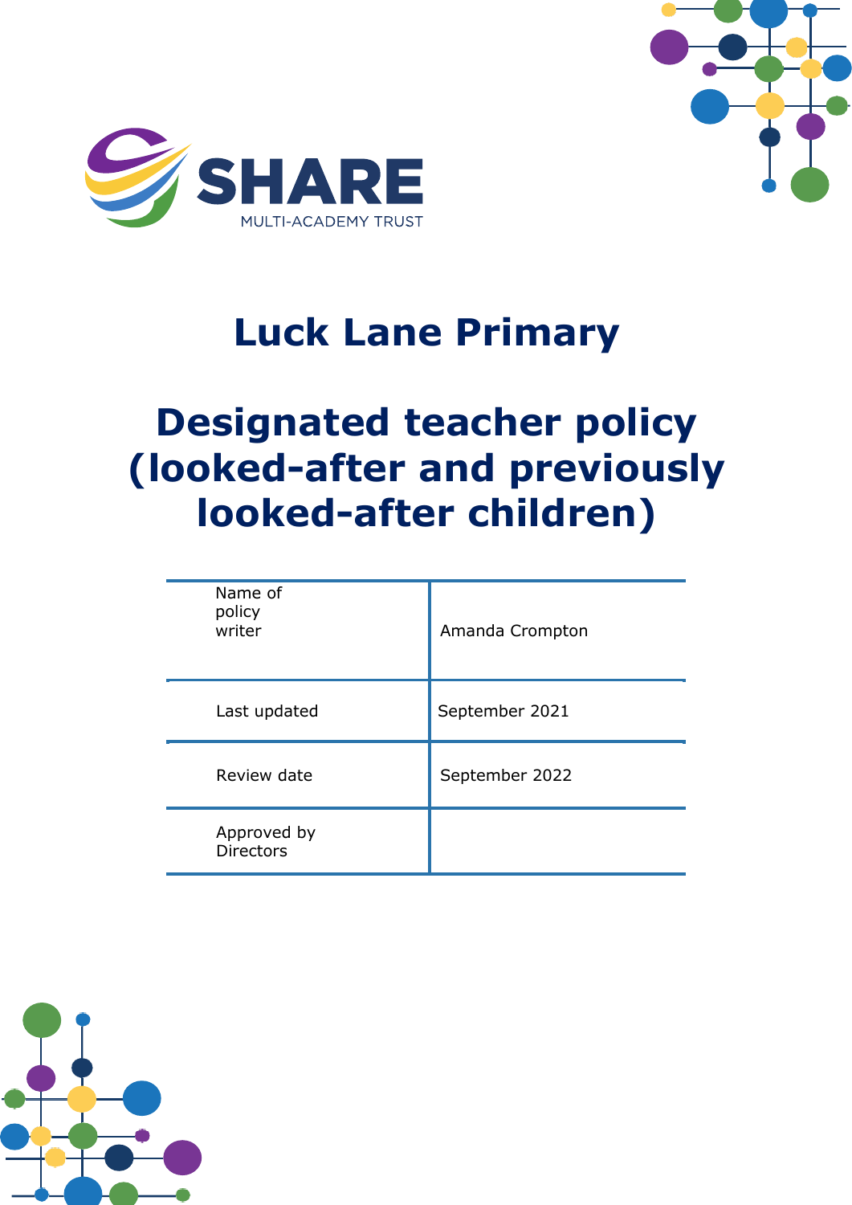SHARE

MULTI-ACADEMY TRUST

# Luck Lane Primary

# Designated teacher policy (looked-after and previously looked-after children)

| | |
|---|---|
| Name of policy writer | Amanda Crompton |
| Last updated | September 2021 |
| Review date | September 2022 |
| Approved by Directors | |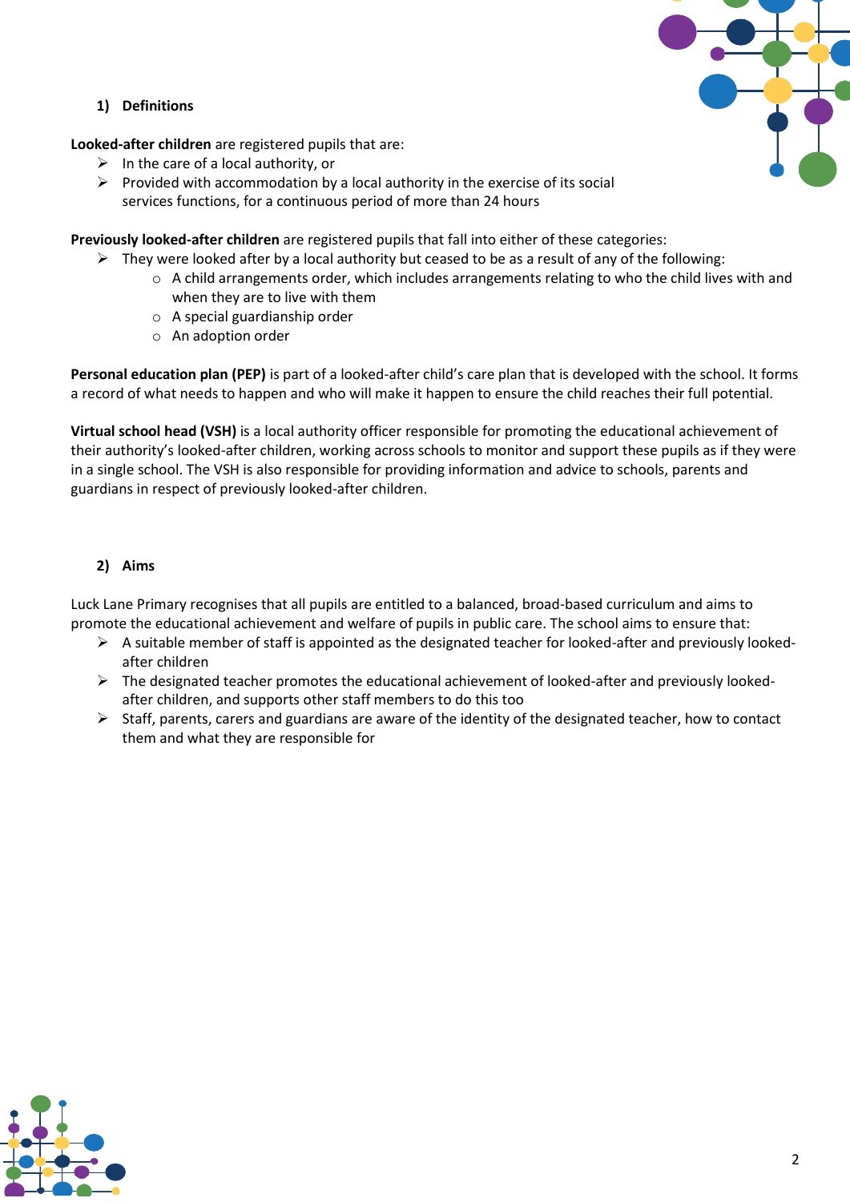## 1) Definitions

**Looked-after children** are registered pupils that are:

- In the care of a local authority, or
- Provided with accommodation by a local authority in the exercise of its social services functions, for a continuous period of more than 24 hours

**Previously looked-after children** are registered pupils that fall into either of these categories:

- They were looked after by a local authority but ceased to be as a result of any of the following:
  - A child arrangements order, which includes arrangements relating to who the child lives with and when they are to live with them
  - A special guardianship order
  - An adoption order

**Personal education plan (PEP)** is part of a looked-after child's care plan that is developed with the school. It forms a record of what needs to happen and who will make it happen to ensure the child reaches their full potential.

**Virtual school head (VSH)** is a local authority officer responsible for promoting the educational achievement of their authority's looked-after children, working across schools to monitor and support these pupils as if they were in a single school. The VSH is also responsible for providing information and advice to schools, parents and guardians in respect of previously looked-after children.

## 2) Aims

Luck Lane Primary recognises that all pupils are entitled to a balanced, broad-based curriculum and aims to promote the educational achievement and welfare of pupils in public care. The school aims to ensure that:

- A suitable member of staff is appointed as the designated teacher for looked-after and previously looked-after children
- The designated teacher promotes the educational achievement of looked-after and previously looked-after children, and supports other staff members to do this too
- Staff, parents, carers and guardians are aware of the identity of the designated teacher, how to contact them and what they are responsible for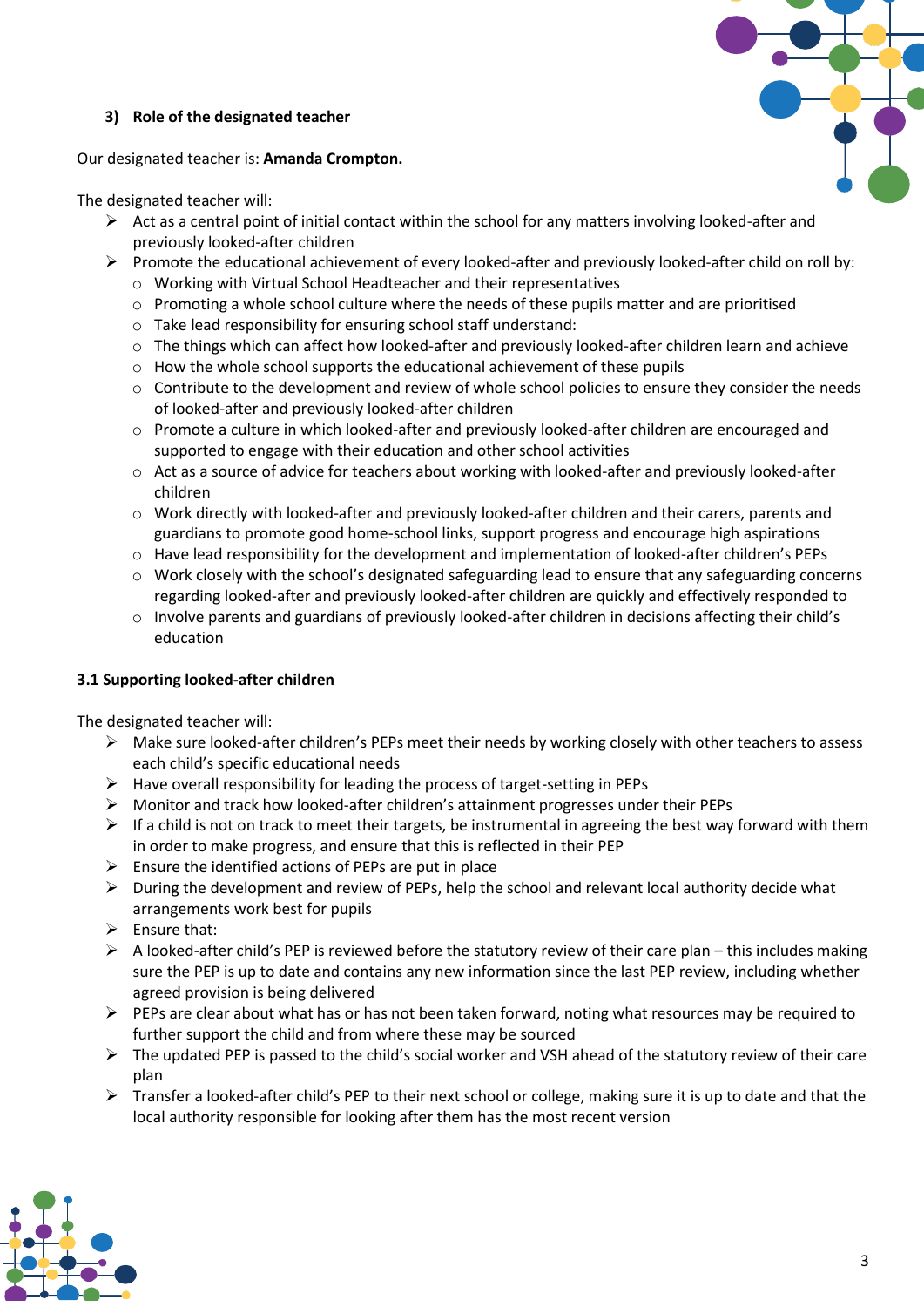### 3) Role of the designated teacher

Our designated teacher is: **Amanda Crompton.**

The designated teacher will:

- Act as a central point of initial contact within the school for any matters involving looked-after and previously looked-after children
- Promote the educational achievement of every looked-after and previously looked-after child on roll by:
  - Working with Virtual School Headteacher and their representatives
  - Promoting a whole school culture where the needs of these pupils matter and are prioritised
  - Take lead responsibility for ensuring school staff understand:
  - The things which can affect how looked-after and previously looked-after children learn and achieve
  - How the whole school supports the educational achievement of these pupils
  - Contribute to the development and review of whole school policies to ensure they consider the needs of looked-after and previously looked-after children
  - Promote a culture in which looked-after and previously looked-after children are encouraged and supported to engage with their education and other school activities
  - Act as a source of advice for teachers about working with looked-after and previously looked-after children
  - Work directly with looked-after and previously looked-after children and their carers, parents and guardians to promote good home-school links, support progress and encourage high aspirations
  - Have lead responsibility for the development and implementation of looked-after children's PEPs
  - Work closely with the school's designated safeguarding lead to ensure that any safeguarding concerns regarding looked-after and previously looked-after children are quickly and effectively responded to
  - Involve parents and guardians of previously looked-after children in decisions affecting their child's education

#### 3.1 Supporting looked-after children

The designated teacher will:

- Make sure looked-after children's PEPs meet their needs by working closely with other teachers to assess each child's specific educational needs
- Have overall responsibility for leading the process of target-setting in PEPs
- Monitor and track how looked-after children's attainment progresses under their PEPs
- If a child is not on track to meet their targets, be instrumental in agreeing the best way forward with them in order to make progress, and ensure that this is reflected in their PEP
- Ensure the identified actions of PEPs are put in place
- During the development and review of PEPs, help the school and relevant local authority decide what arrangements work best for pupils
- Ensure that:
- A looked-after child's PEP is reviewed before the statutory review of their care plan – this includes making sure the PEP is up to date and contains any new information since the last PEP review, including whether agreed provision is being delivered
- PEPs are clear about what has or has not been taken forward, noting what resources may be required to further support the child and from where these may be sourced
- The updated PEP is passed to the child's social worker and VSH ahead of the statutory review of their care plan
- Transfer a looked-after child's PEP to their next school or college, making sure it is up to date and that the local authority responsible for looking after them has the most recent version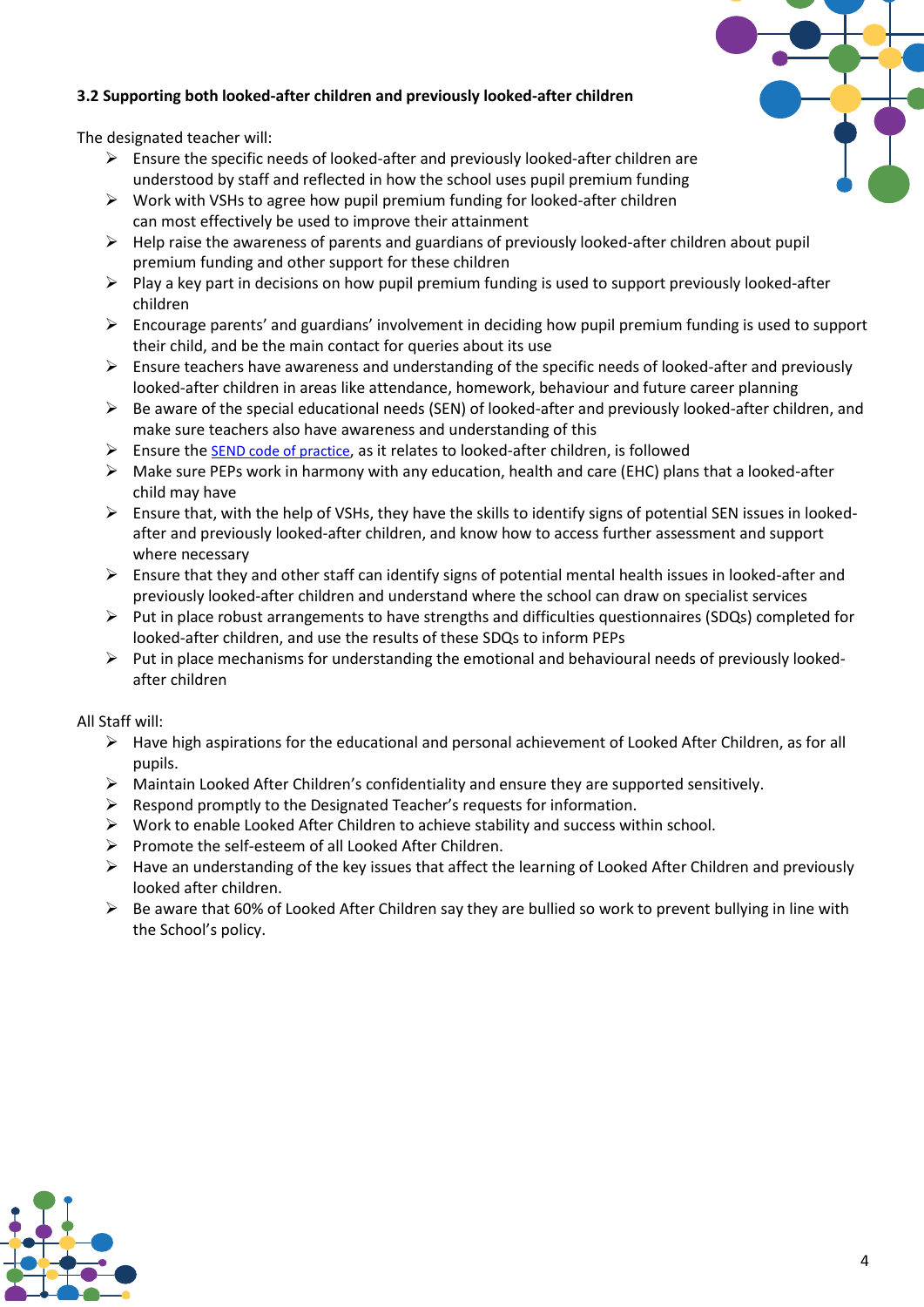### 3.2 Supporting both looked-after children and previously looked-after children

The designated teacher will:

- Ensure the specific needs of looked-after and previously looked-after children are understood by staff and reflected in how the school uses pupil premium funding
- Work with VSHs to agree how pupil premium funding for looked-after children can most effectively be used to improve their attainment
- Help raise the awareness of parents and guardians of previously looked-after children about pupil premium funding and other support for these children
- Play a key part in decisions on how pupil premium funding is used to support previously looked-after children
- Encourage parents' and guardians' involvement in deciding how pupil premium funding is used to support their child, and be the main contact for queries about its use
- Ensure teachers have awareness and understanding of the specific needs of looked-after and previously looked-after children in areas like attendance, homework, behaviour and future career planning
- Be aware of the special educational needs (SEN) of looked-after and previously looked-after children, and make sure teachers also have awareness and understanding of this
- Ensure the SEND code of practice, as it relates to looked-after children, is followed
- Make sure PEPs work in harmony with any education, health and care (EHC) plans that a looked-after child may have
- Ensure that, with the help of VSHs, they have the skills to identify signs of potential SEN issues in looked-after and previously looked-after children, and know how to access further assessment and support where necessary
- Ensure that they and other staff can identify signs of potential mental health issues in looked-after and previously looked-after children and understand where the school can draw on specialist services
- Put in place robust arrangements to have strengths and difficulties questionnaires (SDQs) completed for looked-after children, and use the results of these SDQs to inform PEPs
- Put in place mechanisms for understanding the emotional and behavioural needs of previously looked-after children

All Staff will:

- Have high aspirations for the educational and personal achievement of Looked After Children, as for all pupils.
- Maintain Looked After Children's confidentiality and ensure they are supported sensitively.
- Respond promptly to the Designated Teacher's requests for information.
- Work to enable Looked After Children to achieve stability and success within school.
- Promote the self-esteem of all Looked After Children.
- Have an understanding of the key issues that affect the learning of Looked After Children and previously looked after children.
- Be aware that 60% of Looked After Children say they are bullied so work to prevent bullying in line with the School's policy.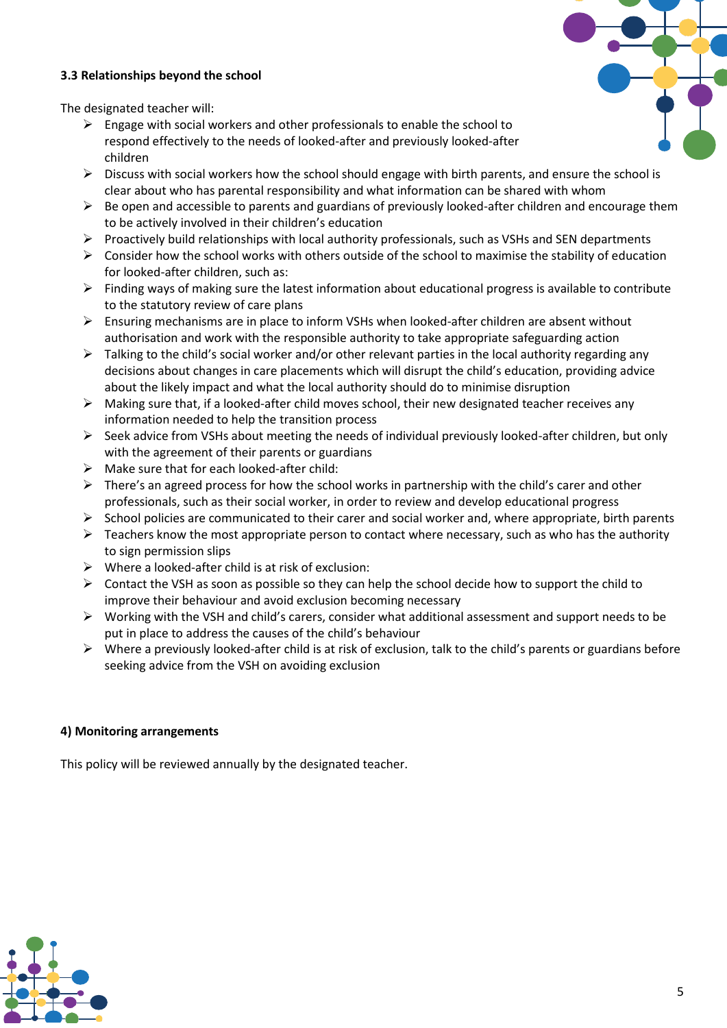### 3.3 Relationships beyond the school

The designated teacher will:

- Engage with social workers and other professionals to enable the school to respond effectively to the needs of looked-after and previously looked-after children
- Discuss with social workers how the school should engage with birth parents, and ensure the school is clear about who has parental responsibility and what information can be shared with whom
- Be open and accessible to parents and guardians of previously looked-after children and encourage them to be actively involved in their children's education
- Proactively build relationships with local authority professionals, such as VSHs and SEN departments
- Consider how the school works with others outside of the school to maximise the stability of education for looked-after children, such as:
- Finding ways of making sure the latest information about educational progress is available to contribute to the statutory review of care plans
- Ensuring mechanisms are in place to inform VSHs when looked-after children are absent without authorisation and work with the responsible authority to take appropriate safeguarding action
- Talking to the child's social worker and/or other relevant parties in the local authority regarding any decisions about changes in care placements which will disrupt the child's education, providing advice about the likely impact and what the local authority should do to minimise disruption
- Making sure that, if a looked-after child moves school, their new designated teacher receives any information needed to help the transition process
- Seek advice from VSHs about meeting the needs of individual previously looked-after children, but only with the agreement of their parents or guardians
- Make sure that for each looked-after child:
- There's an agreed process for how the school works in partnership with the child's carer and other professionals, such as their social worker, in order to review and develop educational progress
- School policies are communicated to their carer and social worker and, where appropriate, birth parents
- Teachers know the most appropriate person to contact where necessary, such as who has the authority to sign permission slips
- Where a looked-after child is at risk of exclusion:
- Contact the VSH as soon as possible so they can help the school decide how to support the child to improve their behaviour and avoid exclusion becoming necessary
- Working with the VSH and child's carers, consider what additional assessment and support needs to be put in place to address the causes of the child's behaviour
- Where a previously looked-after child is at risk of exclusion, talk to the child's parents or guardians before seeking advice from the VSH on avoiding exclusion

### 4) Monitoring arrangements

This policy will be reviewed annually by the designated teacher.